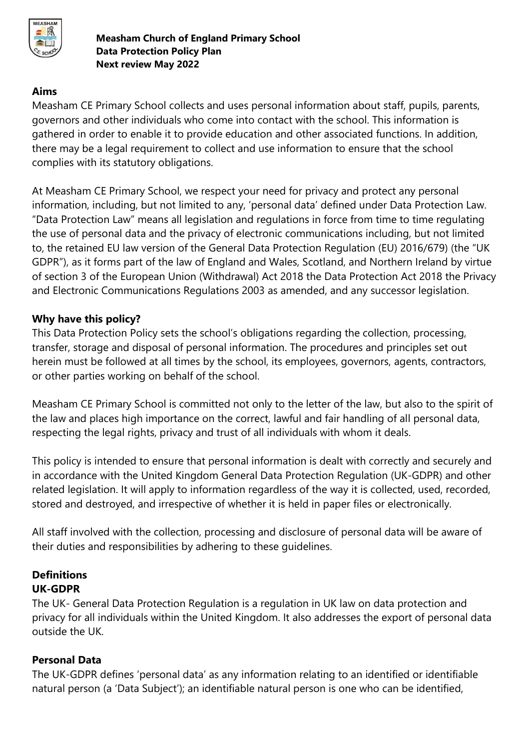**Measham Church of England Primary School**
**Data Protection Policy Plan**
**Next review May 2022**

## Aims

Measham CE Primary School collects and uses personal information about staff, pupils, parents, governors and other individuals who come into contact with the school. This information is gathered in order to enable it to provide education and other associated functions. In addition, there may be a legal requirement to collect and use information to ensure that the school complies with its statutory obligations.

At Measham CE Primary School, we respect your need for privacy and protect any personal information, including, but not limited to any, 'personal data' defined under Data Protection Law. "Data Protection Law" means all legislation and regulations in force from time to time regulating the use of personal data and the privacy of electronic communications including, but not limited to, the retained EU law version of the General Data Protection Regulation (EU) 2016/679) (the "UK GDPR"), as it forms part of the law of England and Wales, Scotland, and Northern Ireland by virtue of section 3 of the European Union (Withdrawal) Act 2018 the Data Protection Act 2018 the Privacy and Electronic Communications Regulations 2003 as amended, and any successor legislation.

## Why have this policy?

This Data Protection Policy sets the school's obligations regarding the collection, processing, transfer, storage and disposal of personal information. The procedures and principles set out herein must be followed at all times by the school, its employees, governors, agents, contractors, or other parties working on behalf of the school.

Measham CE Primary School is committed not only to the letter of the law, but also to the spirit of the law and places high importance on the correct, lawful and fair handling of all personal data, respecting the legal rights, privacy and trust of all individuals with whom it deals.

This policy is intended to ensure that personal information is dealt with correctly and securely and in accordance with the United Kingdom General Data Protection Regulation (UK-GDPR) and other related legislation. It will apply to information regardless of the way it is collected, used, recorded, stored and destroyed, and irrespective of whether it is held in paper files or electronically.

All staff involved with the collection, processing and disclosure of personal data will be aware of their duties and responsibilities by adhering to these guidelines.

## Definitions

### UK-GDPR

The UK- General Data Protection Regulation is a regulation in UK law on data protection and privacy for all individuals within the United Kingdom. It also addresses the export of personal data outside the UK.

### Personal Data

The UK-GDPR defines 'personal data' as any information relating to an identified or identifiable natural person (a 'Data Subject'); an identifiable natural person is one who can be identified,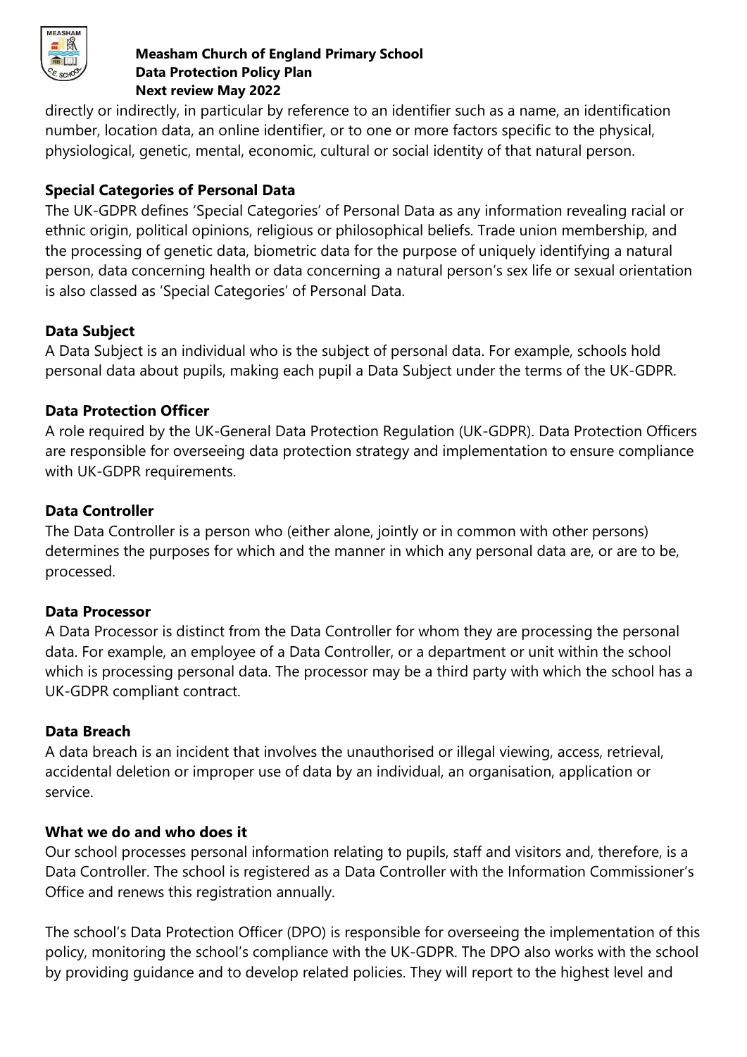directly or indirectly, in particular by reference to an identifier such as a name, an identification number, location data, an online identifier, or to one or more factors specific to the physical, physiological, genetic, mental, economic, cultural or social identity of that natural person.

**Special Categories of Personal Data**

The UK-GDPR defines 'Special Categories' of Personal Data as any information revealing racial or ethnic origin, political opinions, religious or philosophical beliefs. Trade union membership, and the processing of genetic data, biometric data for the purpose of uniquely identifying a natural person, data concerning health or data concerning a natural person's sex life or sexual orientation is also classed as 'Special Categories' of Personal Data.

**Data Subject**

A Data Subject is an individual who is the subject of personal data. For example, schools hold personal data about pupils, making each pupil a Data Subject under the terms of the UK-GDPR.

**Data Protection Officer**

A role required by the UK-General Data Protection Regulation (UK-GDPR). Data Protection Officers are responsible for overseeing data protection strategy and implementation to ensure compliance with UK-GDPR requirements.

**Data Controller**

The Data Controller is a person who (either alone, jointly or in common with other persons) determines the purposes for which and the manner in which any personal data are, or are to be, processed.

**Data Processor**

A Data Processor is distinct from the Data Controller for whom they are processing the personal data. For example, an employee of a Data Controller, or a department or unit within the school which is processing personal data. The processor may be a third party with which the school has a UK-GDPR compliant contract.

**Data Breach**

A data breach is an incident that involves the unauthorised or illegal viewing, access, retrieval, accidental deletion or improper use of data by an individual, an organisation, application or service.

**What we do and who does it**

Our school processes personal information relating to pupils, staff and visitors and, therefore, is a Data Controller. The school is registered as a Data Controller with the Information Commissioner's Office and renews this registration annually.

The school's Data Protection Officer (DPO) is responsible for overseeing the implementation of this policy, monitoring the school's compliance with the UK-GDPR. The DPO also works with the school by providing guidance and to develop related policies. They will report to the highest level and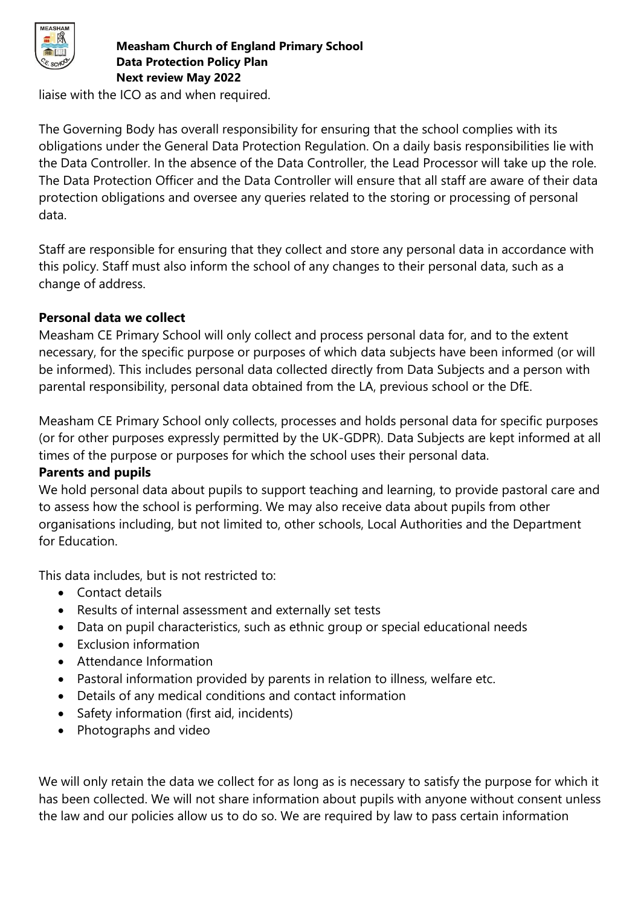liaise with the ICO as and when required.

The Governing Body has overall responsibility for ensuring that the school complies with its obligations under the General Data Protection Regulation. On a daily basis responsibilities lie with the Data Controller. In the absence of the Data Controller, the Lead Processor will take up the role. The Data Protection Officer and the Data Controller will ensure that all staff are aware of their data protection obligations and oversee any queries related to the storing or processing of personal data.

Staff are responsible for ensuring that they collect and store any personal data in accordance with this policy. Staff must also inform the school of any changes to their personal data, such as a change of address.

**Personal data we collect**

Measham CE Primary School will only collect and process personal data for, and to the extent necessary, for the specific purpose or purposes of which data subjects have been informed (or will be informed). This includes personal data collected directly from Data Subjects and a person with parental responsibility, personal data obtained from the LA, previous school or the DfE.

Measham CE Primary School only collects, processes and holds personal data for specific purposes (or for other purposes expressly permitted by the UK-GDPR). Data Subjects are kept informed at all times of the purpose or purposes for which the school uses their personal data.

**Parents and pupils**

We hold personal data about pupils to support teaching and learning, to provide pastoral care and to assess how the school is performing. We may also receive data about pupils from other organisations including, but not limited to, other schools, Local Authorities and the Department for Education.

This data includes, but is not restricted to:

- Contact details
- Results of internal assessment and externally set tests
- Data on pupil characteristics, such as ethnic group or special educational needs
- Exclusion information
- Attendance Information
- Pastoral information provided by parents in relation to illness, welfare etc.
- Details of any medical conditions and contact information
- Safety information (first aid, incidents)
- Photographs and video

We will only retain the data we collect for as long as is necessary to satisfy the purpose for which it has been collected. We will not share information about pupils with anyone without consent unless the law and our policies allow us to do so. We are required by law to pass certain information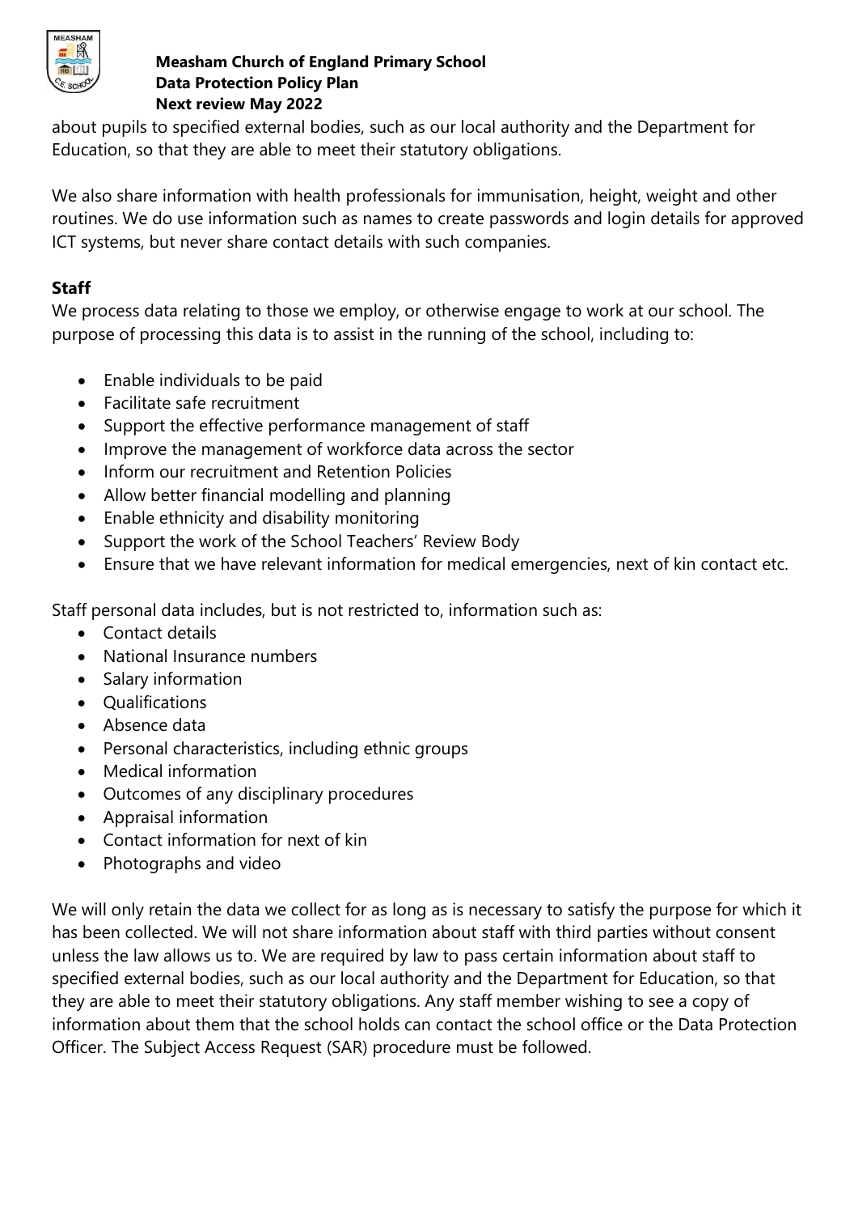about pupils to specified external bodies, such as our local authority and the Department for Education, so that they are able to meet their statutory obligations.

We also share information with health professionals for immunisation, height, weight and other routines. We do use information such as names to create passwords and login details for approved ICT systems, but never share contact details with such companies.

### Staff

We process data relating to those we employ, or otherwise engage to work at our school. The purpose of processing this data is to assist in the running of the school, including to:

- Enable individuals to be paid
- Facilitate safe recruitment
- Support the effective performance management of staff
- Improve the management of workforce data across the sector
- Inform our recruitment and Retention Policies
- Allow better financial modelling and planning
- Enable ethnicity and disability monitoring
- Support the work of the School Teachers' Review Body
- Ensure that we have relevant information for medical emergencies, next of kin contact etc.

Staff personal data includes, but is not restricted to, information such as:

- Contact details
- National Insurance numbers
- Salary information
- Qualifications
- Absence data
- Personal characteristics, including ethnic groups
- Medical information
- Outcomes of any disciplinary procedures
- Appraisal information
- Contact information for next of kin
- Photographs and video

We will only retain the data we collect for as long as is necessary to satisfy the purpose for which it has been collected. We will not share information about staff with third parties without consent unless the law allows us to. We are required by law to pass certain information about staff to specified external bodies, such as our local authority and the Department for Education, so that they are able to meet their statutory obligations. Any staff member wishing to see a copy of information about them that the school holds can contact the school office or the Data Protection Officer. The Subject Access Request (SAR) procedure must be followed.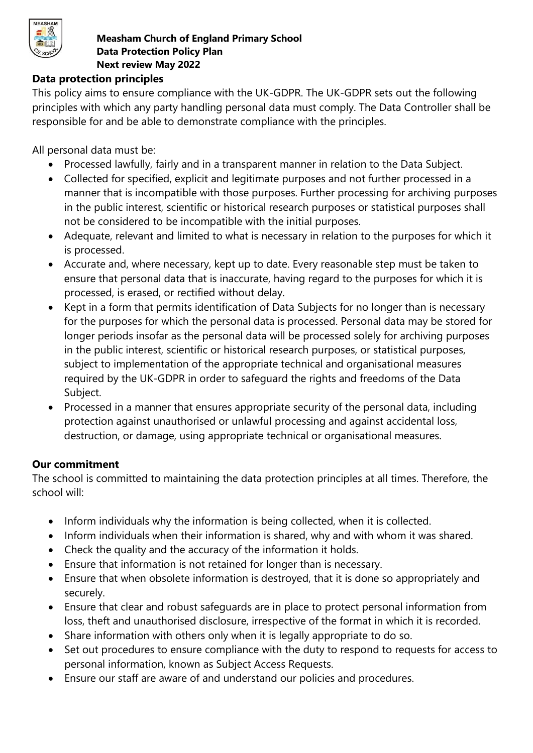## Data protection principles

This policy aims to ensure compliance with the UK-GDPR. The UK-GDPR sets out the following principles with which any party handling personal data must comply. The Data Controller shall be responsible for and be able to demonstrate compliance with the principles.

All personal data must be:

- Processed lawfully, fairly and in a transparent manner in relation to the Data Subject.
- Collected for specified, explicit and legitimate purposes and not further processed in a manner that is incompatible with those purposes. Further processing for archiving purposes in the public interest, scientific or historical research purposes or statistical purposes shall not be considered to be incompatible with the initial purposes.
- Adequate, relevant and limited to what is necessary in relation to the purposes for which it is processed.
- Accurate and, where necessary, kept up to date. Every reasonable step must be taken to ensure that personal data that is inaccurate, having regard to the purposes for which it is processed, is erased, or rectified without delay.
- Kept in a form that permits identification of Data Subjects for no longer than is necessary for the purposes for which the personal data is processed. Personal data may be stored for longer periods insofar as the personal data will be processed solely for archiving purposes in the public interest, scientific or historical research purposes, or statistical purposes, subject to implementation of the appropriate technical and organisational measures required by the UK-GDPR in order to safeguard the rights and freedoms of the Data Subject.
- Processed in a manner that ensures appropriate security of the personal data, including protection against unauthorised or unlawful processing and against accidental loss, destruction, or damage, using appropriate technical or organisational measures.

## Our commitment

The school is committed to maintaining the data protection principles at all times. Therefore, the school will:

- Inform individuals why the information is being collected, when it is collected.
- Inform individuals when their information is shared, why and with whom it was shared.
- Check the quality and the accuracy of the information it holds.
- Ensure that information is not retained for longer than is necessary.
- Ensure that when obsolete information is destroyed, that it is done so appropriately and securely.
- Ensure that clear and robust safeguards are in place to protect personal information from loss, theft and unauthorised disclosure, irrespective of the format in which it is recorded.
- Share information with others only when it is legally appropriate to do so.
- Set out procedures to ensure compliance with the duty to respond to requests for access to personal information, known as Subject Access Requests.
- Ensure our staff are aware of and understand our policies and procedures.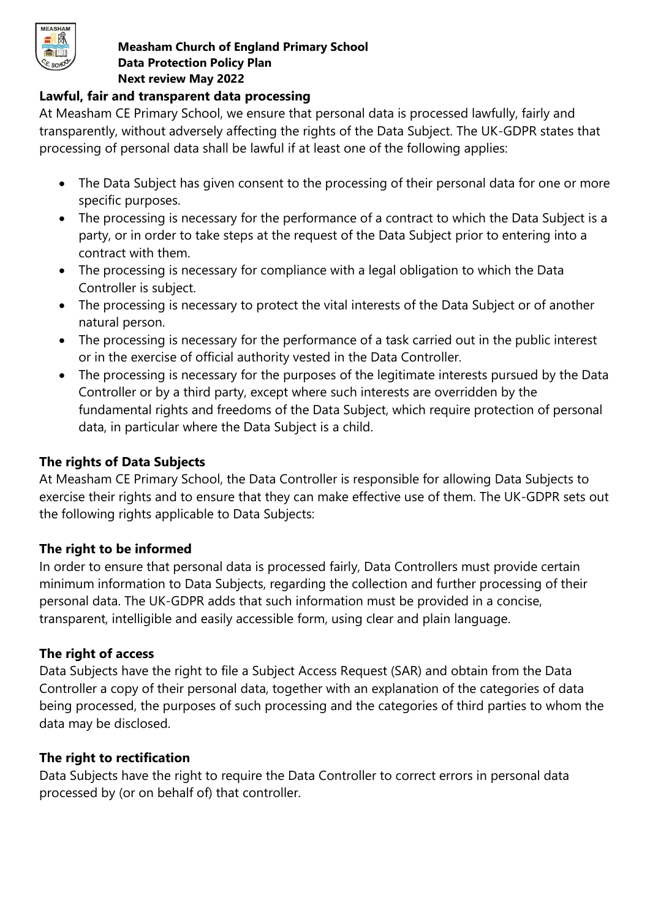## Lawful, fair and transparent data processing

At Measham CE Primary School, we ensure that personal data is processed lawfully, fairly and transparently, without adversely affecting the rights of the Data Subject. The UK-GDPR states that processing of personal data shall be lawful if at least one of the following applies:

- The Data Subject has given consent to the processing of their personal data for one or more specific purposes.
- The processing is necessary for the performance of a contract to which the Data Subject is a party, or in order to take steps at the request of the Data Subject prior to entering into a contract with them.
- The processing is necessary for compliance with a legal obligation to which the Data Controller is subject.
- The processing is necessary to protect the vital interests of the Data Subject or of another natural person.
- The processing is necessary for the performance of a task carried out in the public interest or in the exercise of official authority vested in the Data Controller.
- The processing is necessary for the purposes of the legitimate interests pursued by the Data Controller or by a third party, except where such interests are overridden by the fundamental rights and freedoms of the Data Subject, which require protection of personal data, in particular where the Data Subject is a child.

## The rights of Data Subjects

At Measham CE Primary School, the Data Controller is responsible for allowing Data Subjects to exercise their rights and to ensure that they can make effective use of them. The UK-GDPR sets out the following rights applicable to Data Subjects:

### The right to be informed

In order to ensure that personal data is processed fairly, Data Controllers must provide certain minimum information to Data Subjects, regarding the collection and further processing of their personal data. The UK-GDPR adds that such information must be provided in a concise, transparent, intelligible and easily accessible form, using clear and plain language.

### The right of access

Data Subjects have the right to file a Subject Access Request (SAR) and obtain from the Data Controller a copy of their personal data, together with an explanation of the categories of data being processed, the purposes of such processing and the categories of third parties to whom the data may be disclosed.

### The right to rectification

Data Subjects have the right to require the Data Controller to correct errors in personal data processed by (or on behalf of) that controller.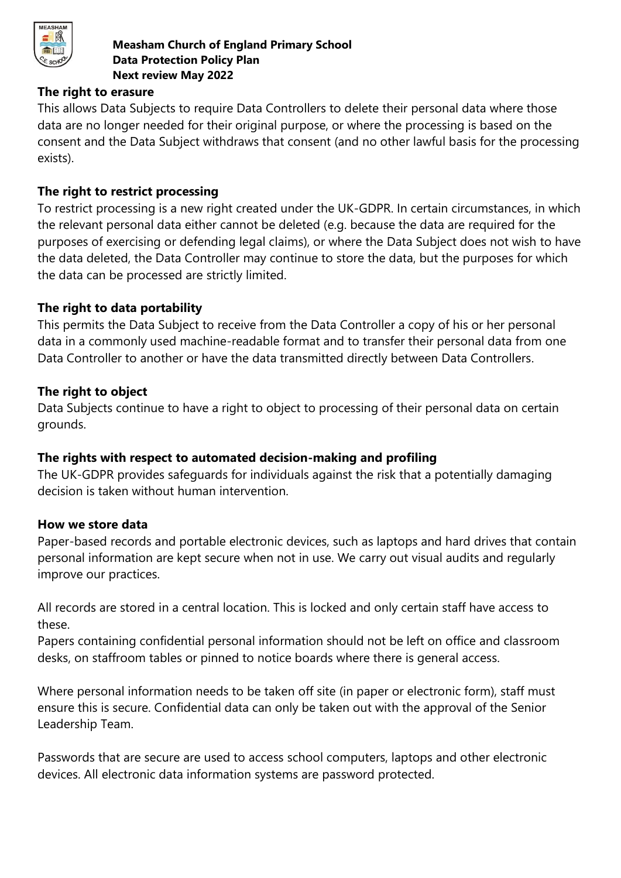### The right to erasure

This allows Data Subjects to require Data Controllers to delete their personal data where those data are no longer needed for their original purpose, or where the processing is based on the consent and the Data Subject withdraws that consent (and no other lawful basis for the processing exists).

### The right to restrict processing

To restrict processing is a new right created under the UK-GDPR. In certain circumstances, in which the relevant personal data either cannot be deleted (e.g. because the data are required for the purposes of exercising or defending legal claims), or where the Data Subject does not wish to have the data deleted, the Data Controller may continue to store the data, but the purposes for which the data can be processed are strictly limited.

### The right to data portability

This permits the Data Subject to receive from the Data Controller a copy of his or her personal data in a commonly used machine-readable format and to transfer their personal data from one Data Controller to another or have the data transmitted directly between Data Controllers.

### The right to object

Data Subjects continue to have a right to object to processing of their personal data on certain grounds.

### The rights with respect to automated decision-making and profiling

The UK-GDPR provides safeguards for individuals against the risk that a potentially damaging decision is taken without human intervention.

### How we store data

Paper-based records and portable electronic devices, such as laptops and hard drives that contain personal information are kept secure when not in use. We carry out visual audits and regularly improve our practices.

All records are stored in a central location. This is locked and only certain staff have access to these.

Papers containing confidential personal information should not be left on office and classroom desks, on staffroom tables or pinned to notice boards where there is general access.

Where personal information needs to be taken off site (in paper or electronic form), staff must ensure this is secure. Confidential data can only be taken out with the approval of the Senior Leadership Team.

Passwords that are secure are used to access school computers, laptops and other electronic devices. All electronic data information systems are password protected.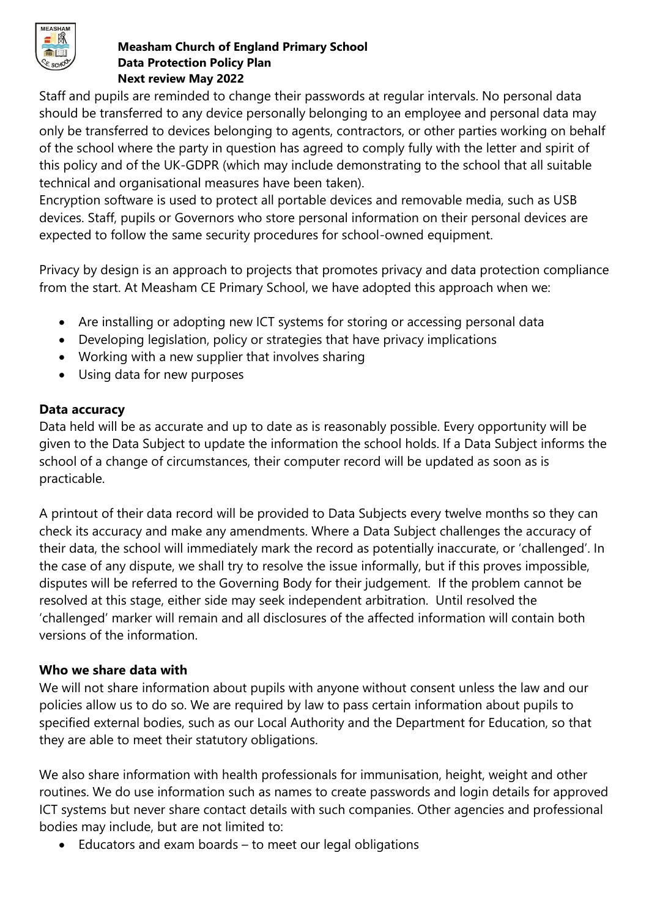Staff and pupils are reminded to change their passwords at regular intervals. No personal data should be transferred to any device personally belonging to an employee and personal data may only be transferred to devices belonging to agents, contractors, or other parties working on behalf of the school where the party in question has agreed to comply fully with the letter and spirit of this policy and of the UK-GDPR (which may include demonstrating to the school that all suitable technical and organisational measures have been taken).
Encryption software is used to protect all portable devices and removable media, such as USB devices. Staff, pupils or Governors who store personal information on their personal devices are expected to follow the same security procedures for school-owned equipment.

Privacy by design is an approach to projects that promotes privacy and data protection compliance from the start. At Measham CE Primary School, we have adopted this approach when we:

- Are installing or adopting new ICT systems for storing or accessing personal data
- Developing legislation, policy or strategies that have privacy implications
- Working with a new supplier that involves sharing
- Using data for new purposes

**Data accuracy**

Data held will be as accurate and up to date as is reasonably possible. Every opportunity will be given to the Data Subject to update the information the school holds. If a Data Subject informs the school of a change of circumstances, their computer record will be updated as soon as is practicable.

A printout of their data record will be provided to Data Subjects every twelve months so they can check its accuracy and make any amendments. Where a Data Subject challenges the accuracy of their data, the school will immediately mark the record as potentially inaccurate, or 'challenged'. In the case of any dispute, we shall try to resolve the issue informally, but if this proves impossible, disputes will be referred to the Governing Body for their judgement. If the problem cannot be resolved at this stage, either side may seek independent arbitration. Until resolved the 'challenged' marker will remain and all disclosures of the affected information will contain both versions of the information.

**Who we share data with**

We will not share information about pupils with anyone without consent unless the law and our policies allow us to do so. We are required by law to pass certain information about pupils to specified external bodies, such as our Local Authority and the Department for Education, so that they are able to meet their statutory obligations.

We also share information with health professionals for immunisation, height, weight and other routines. We do use information such as names to create passwords and login details for approved ICT systems but never share contact details with such companies. Other agencies and professional bodies may include, but are not limited to:

- Educators and exam boards – to meet our legal obligations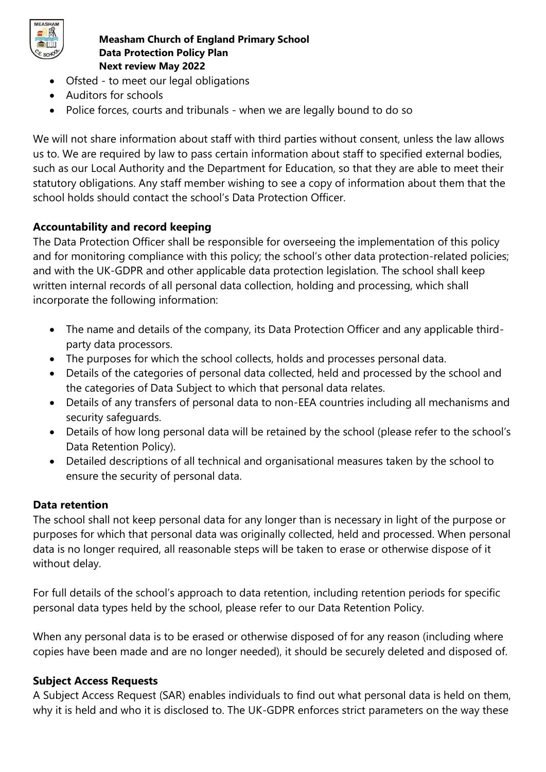- Ofsted - to meet our legal obligations
- Auditors for schools
- Police forces, courts and tribunals - when we are legally bound to do so

We will not share information about staff with third parties without consent, unless the law allows us to. We are required by law to pass certain information about staff to specified external bodies, such as our Local Authority and the Department for Education, so that they are able to meet their statutory obligations. Any staff member wishing to see a copy of information about them that the school holds should contact the school's Data Protection Officer.

**Accountability and record keeping**

The Data Protection Officer shall be responsible for overseeing the implementation of this policy and for monitoring compliance with this policy; the school's other data protection-related policies; and with the UK-GDPR and other applicable data protection legislation. The school shall keep written internal records of all personal data collection, holding and processing, which shall incorporate the following information:

- The name and details of the company, its Data Protection Officer and any applicable third-party data processors.
- The purposes for which the school collects, holds and processes personal data.
- Details of the categories of personal data collected, held and processed by the school and the categories of Data Subject to which that personal data relates.
- Details of any transfers of personal data to non-EEA countries including all mechanisms and security safeguards.
- Details of how long personal data will be retained by the school (please refer to the school's Data Retention Policy).
- Detailed descriptions of all technical and organisational measures taken by the school to ensure the security of personal data.

**Data retention**

The school shall not keep personal data for any longer than is necessary in light of the purpose or purposes for which that personal data was originally collected, held and processed. When personal data is no longer required, all reasonable steps will be taken to erase or otherwise dispose of it without delay.

For full details of the school's approach to data retention, including retention periods for specific personal data types held by the school, please refer to our Data Retention Policy.

When any personal data is to be erased or otherwise disposed of for any reason (including where copies have been made and are no longer needed), it should be securely deleted and disposed of.

**Subject Access Requests**

A Subject Access Request (SAR) enables individuals to find out what personal data is held on them, why it is held and who it is disclosed to. The UK-GDPR enforces strict parameters on the way these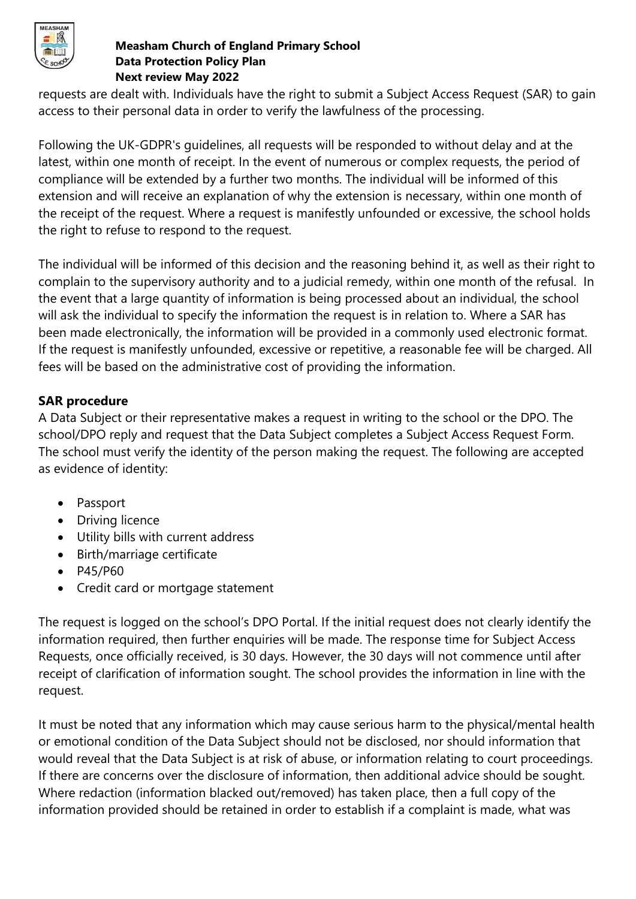requests are dealt with. Individuals have the right to submit a Subject Access Request (SAR) to gain access to their personal data in order to verify the lawfulness of the processing.

Following the UK-GDPR's guidelines, all requests will be responded to without delay and at the latest, within one month of receipt. In the event of numerous or complex requests, the period of compliance will be extended by a further two months. The individual will be informed of this extension and will receive an explanation of why the extension is necessary, within one month of the receipt of the request. Where a request is manifestly unfounded or excessive, the school holds the right to refuse to respond to the request.

The individual will be informed of this decision and the reasoning behind it, as well as their right to complain to the supervisory authority and to a judicial remedy, within one month of the refusal. In the event that a large quantity of information is being processed about an individual, the school will ask the individual to specify the information the request is in relation to. Where a SAR has been made electronically, the information will be provided in a commonly used electronic format. If the request is manifestly unfounded, excessive or repetitive, a reasonable fee will be charged. All fees will be based on the administrative cost of providing the information.

**SAR procedure**

A Data Subject or their representative makes a request in writing to the school or the DPO. The school/DPO reply and request that the Data Subject completes a Subject Access Request Form. The school must verify the identity of the person making the request. The following are accepted as evidence of identity:

- Passport
- Driving licence
- Utility bills with current address
- Birth/marriage certificate
- P45/P60
- Credit card or mortgage statement

The request is logged on the school's DPO Portal. If the initial request does not clearly identify the information required, then further enquiries will be made. The response time for Subject Access Requests, once officially received, is 30 days. However, the 30 days will not commence until after receipt of clarification of information sought. The school provides the information in line with the request.

It must be noted that any information which may cause serious harm to the physical/mental health or emotional condition of the Data Subject should not be disclosed, nor should information that would reveal that the Data Subject is at risk of abuse, or information relating to court proceedings. If there are concerns over the disclosure of information, then additional advice should be sought. Where redaction (information blacked out/removed) has taken place, then a full copy of the information provided should be retained in order to establish if a complaint is made, what was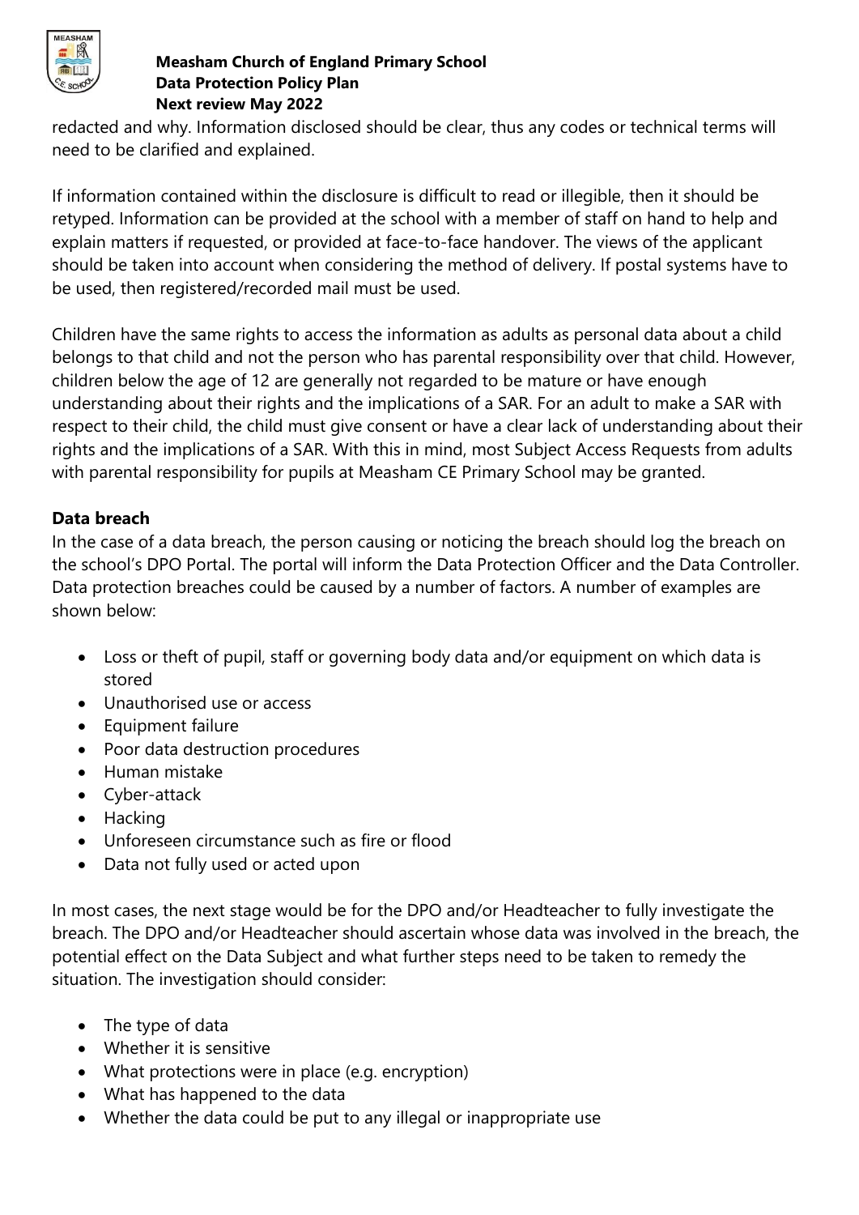redacted and why. Information disclosed should be clear, thus any codes or technical terms will need to be clarified and explained.

If information contained within the disclosure is difficult to read or illegible, then it should be retyped. Information can be provided at the school with a member of staff on hand to help and explain matters if requested, or provided at face-to-face handover. The views of the applicant should be taken into account when considering the method of delivery. If postal systems have to be used, then registered/recorded mail must be used.

Children have the same rights to access the information as adults as personal data about a child belongs to that child and not the person who has parental responsibility over that child. However, children below the age of 12 are generally not regarded to be mature or have enough understanding about their rights and the implications of a SAR. For an adult to make a SAR with respect to their child, the child must give consent or have a clear lack of understanding about their rights and the implications of a SAR. With this in mind, most Subject Access Requests from adults with parental responsibility for pupils at Measham CE Primary School may be granted.

**Data breach**

In the case of a data breach, the person causing or noticing the breach should log the breach on the school's DPO Portal. The portal will inform the Data Protection Officer and the Data Controller. Data protection breaches could be caused by a number of factors. A number of examples are shown below:

- Loss or theft of pupil, staff or governing body data and/or equipment on which data is stored
- Unauthorised use or access
- Equipment failure
- Poor data destruction procedures
- Human mistake
- Cyber-attack
- Hacking
- Unforeseen circumstance such as fire or flood
- Data not fully used or acted upon

In most cases, the next stage would be for the DPO and/or Headteacher to fully investigate the breach. The DPO and/or Headteacher should ascertain whose data was involved in the breach, the potential effect on the Data Subject and what further steps need to be taken to remedy the situation. The investigation should consider:

- The type of data
- Whether it is sensitive
- What protections were in place (e.g. encryption)
- What has happened to the data
- Whether the data could be put to any illegal or inappropriate use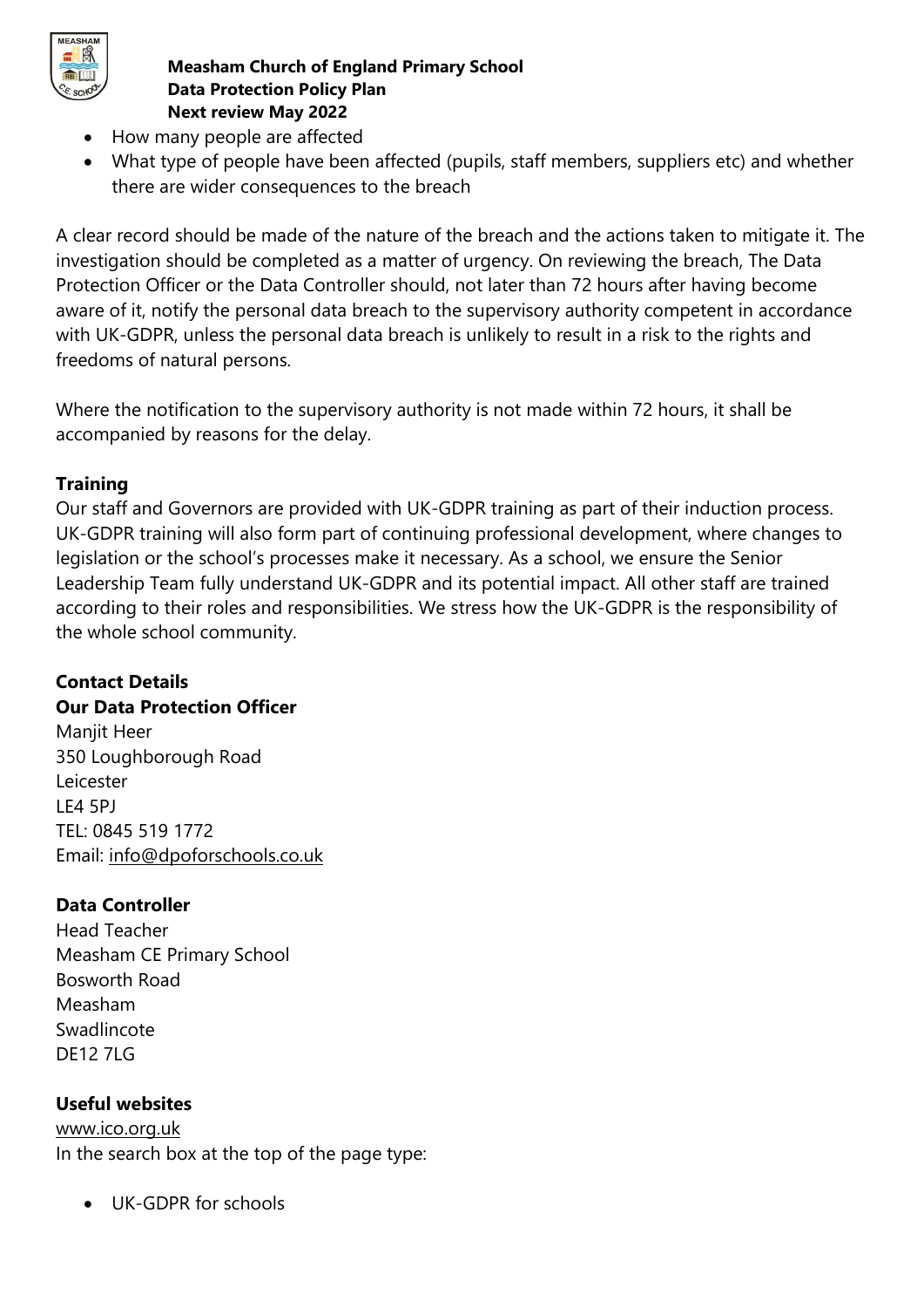- How many people are affected
- What type of people have been affected (pupils, staff members, suppliers etc) and whether there are wider consequences to the breach

A clear record should be made of the nature of the breach and the actions taken to mitigate it. The investigation should be completed as a matter of urgency. On reviewing the breach, The Data Protection Officer or the Data Controller should, not later than 72 hours after having become aware of it, notify the personal data breach to the supervisory authority competent in accordance with UK-GDPR, unless the personal data breach is unlikely to result in a risk to the rights and freedoms of natural persons.

Where the notification to the supervisory authority is not made within 72 hours, it shall be accompanied by reasons for the delay.

**Training**

Our staff and Governors are provided with UK-GDPR training as part of their induction process. UK-GDPR training will also form part of continuing professional development, where changes to legislation or the school's processes make it necessary. As a school, we ensure the Senior Leadership Team fully understand UK-GDPR and its potential impact. All other staff are trained according to their roles and responsibilities. We stress how the UK-GDPR is the responsibility of the whole school community.

**Contact Details**

**Our Data Protection Officer**

Manjit Heer
350 Loughborough Road
Leicester
LE4 5PJ
TEL: 0845 519 1772
Email: info@dpoforschools.co.uk

**Data Controller**

Head Teacher
Measham CE Primary School
Bosworth Road
Measham
Swadlincote
DE12 7LG

**Useful websites**

www.ico.org.uk
In the search box at the top of the page type:

- UK-GDPR for schools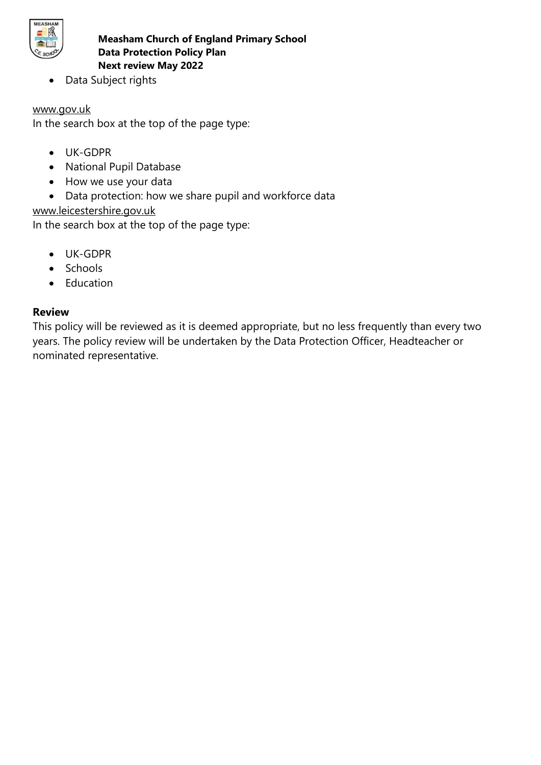- Data Subject rights

www.gov.uk
In the search box at the top of the page type:

- UK-GDPR
- National Pupil Database
- How we use your data
- Data protection: how we share pupil and workforce data

www.leicestershire.gov.uk
In the search box at the top of the page type:

- UK-GDPR
- Schools
- Education

**Review**
This policy will be reviewed as it is deemed appropriate, but no less frequently than every two years. The policy review will be undertaken by the Data Protection Officer, Headteacher or nominated representative.